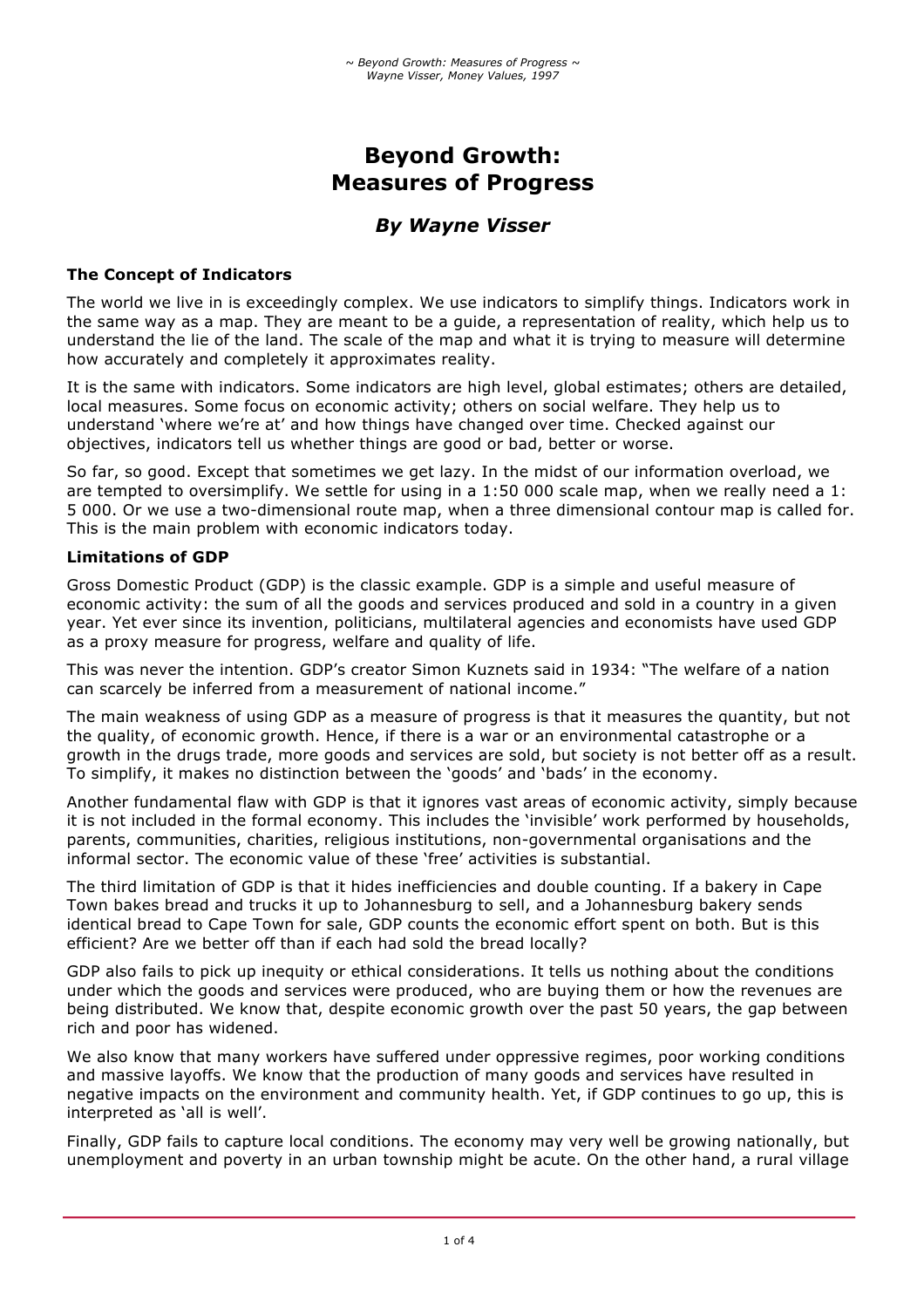# Beyond Growth: Measures of Progress

### *By Wayne Visser*

**The Concept of Indicators**

The world we live in is exceedingly complex. We use indicators to simplify things. Indicators work in the same way as a map. They are meant to be a guide, a representation of reality, which help us to understand the lie of the land. The scale of the map and what it is trying to measure will determine how accurately and completely it approximates reality.

It is the same with indicators. Some indicators are high level, global estimates; others are detailed, local measures. Some focus on economic activity; others on social welfare. They help us to understand 'where we're at' and how things have changed over time. Checked against our objectives, indicators tell us whether things are good or bad, better or worse.

So far, so good. Except that sometimes we get lazy. In the midst of our information overload, we are tempted to oversimplify. We settle for using in a 1:50 000 scale map, when we really need a 1: 5 000. Or we use a two-dimensional route map, when a three dimensional contour map is called for. This is the main problem with economic indicators today.

**Limitations of GDP**

Gross Domestic Product (GDP) is the classic example. GDP is a simple and useful measure of economic activity: the sum of all the goods and services produced and sold in a country in a given year. Yet ever since its invention, politicians, multilateral agencies and economists have used GDP as a proxy measure for progress, welfare and quality of life.

This was never the intention. GDP's creator Simon Kuznets said in 1934: "The welfare of a nation can scarcely be inferred from a measurement of national income."

The main weakness of using GDP as a measure of progress is that it measures the quantity, but not the quality, of economic growth. Hence, if there is a war or an environmental catastrophe or a growth in the drugs trade, more goods and services are sold, but society is not better off as a result. To simplify, it makes no distinction between the 'goods' and 'bads' in the economy.

Another fundamental flaw with GDP is that it ignores vast areas of economic activity, simply because it is not included in the formal economy. This includes the 'invisible' work performed by households, parents, communities, charities, religious institutions, non-governmental organisations and the informal sector. The economic value of these 'free' activities is substantial.

The third limitation of GDP is that it hides inefficiencies and double counting. If a bakery in Cape Town bakes bread and trucks it up to Johannesburg to sell, and a Johannesburg bakery sends identical bread to Cape Town for sale, GDP counts the economic effort spent on both. But is this efficient? Are we better off than if each had sold the bread locally?

GDP also fails to pick up inequity or ethical considerations. It tells us nothing about the conditions under which the goods and services were produced, who are buying them or how the revenues are being distributed. We know that, despite economic growth over the past 50 years, the gap between rich and poor has widened.

We also know that many workers have suffered under oppressive regimes, poor working conditions and massive layoffs. We know that the production of many goods and services have resulted in negative impacts on the environment and community health. Yet, if GDP continues to go up, this is interpreted as 'all is well'.

Finally, GDP fails to capture local conditions. The economy may very well be growing nationally, but unemployment and poverty in an urban township might be acute. On the other hand, a rural village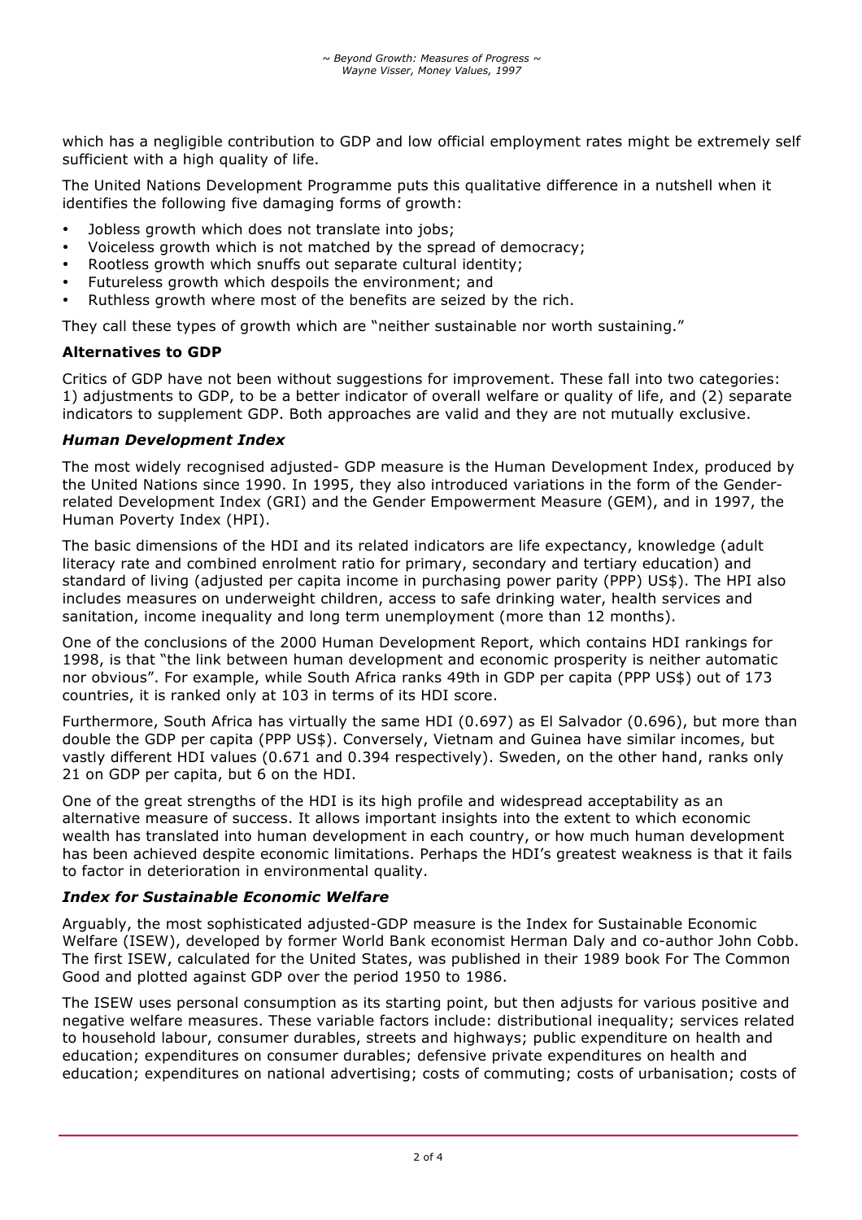which has a negligible contribution to GDP and low official employment rates might be extremely self sufficient with a high quality of life.

The United Nations Development Programme puts this qualitative difference in a nutshell when it identifies the following five damaging forms of growth:

- Jobless growth which does not translate into jobs;
- Voiceless growth which is not matched by the spread of democracy;
- Rootless growth which snuffs out separate cultural identity;
- Futureless growth which despoils the environment; and
- Ruthless growth where most of the benefits are seized by the rich.

They call these types of growth which are "neither sustainable nor worth sustaining."

### Alternatives to GDP

Critics of GDP have not been without suggestions for improvement. These fall into two categories: 1) adjustments to GDP, to be a better indicator of overall welfare or quality of life, and (2) separate indicators to supplement GDP. Both approaches are valid and they are not mutually exclusive.

#### *Human Development Index*

The most widely recognised adjusted- GDP measure is the Human Development Index, produced by the United Nations since 1990. In 1995, they also introduced variations in the form of the Gender-related Development Index (GRI) and the Gender Empowerment Measure (GEM), and in 1997, the Human Poverty Index (HPI).

The basic dimensions of the HDI and its related indicators are life expectancy, knowledge (adult literacy rate and combined enrolment ratio for primary, secondary and tertiary education) and standard of living (adjusted per capita income in purchasing power parity (PPP) US$). The HPI also includes measures on underweight children, access to safe drinking water, health services and sanitation, income inequality and long term unemployment (more than 12 months).

One of the conclusions of the 2000 Human Development Report, which contains HDI rankings for 1998, is that "the link between human development and economic prosperity is neither automatic nor obvious". For example, while South Africa ranks 49th in GDP per capita (PPP US$) out of 173 countries, it is ranked only at 103 in terms of its HDI score.

Furthermore, South Africa has virtually the same HDI (0.697) as El Salvador (0.696), but more than double the GDP per capita (PPP US$). Conversely, Vietnam and Guinea have similar incomes, but vastly different HDI values (0.671 and 0.394 respectively). Sweden, on the other hand, ranks only 21 on GDP per capita, but 6 on the HDI.

One of the great strengths of the HDI is its high profile and widespread acceptability as an alternative measure of success. It allows important insights into the extent to which economic wealth has translated into human development in each country, or how much human development has been achieved despite economic limitations. Perhaps the HDI's greatest weakness is that it fails to factor in deterioration in environmental quality.

#### *Index for Sustainable Economic Welfare*

Arguably, the most sophisticated adjusted-GDP measure is the Index for Sustainable Economic Welfare (ISEW), developed by former World Bank economist Herman Daly and co-author John Cobb. The first ISEW, calculated for the United States, was published in their 1989 book For The Common Good and plotted against GDP over the period 1950 to 1986.

The ISEW uses personal consumption as its starting point, but then adjusts for various positive and negative welfare measures. These variable factors include: distributional inequality; services related to household labour, consumer durables, streets and highways; public expenditure on health and education; expenditures on consumer durables; defensive private expenditures on health and education; expenditures on national advertising; costs of commuting; costs of urbanisation; costs of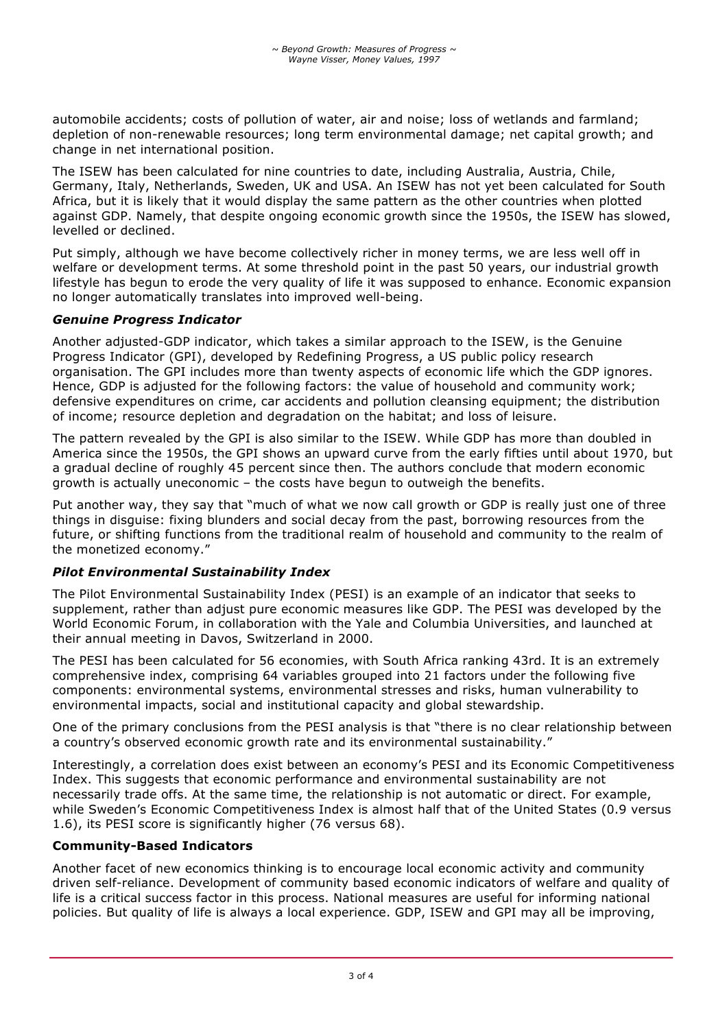automobile accidents; costs of pollution of water, air and noise; loss of wetlands and farmland; depletion of non-renewable resources; long term environmental damage; net capital growth; and change in net international position.

The ISEW has been calculated for nine countries to date, including Australia, Austria, Chile, Germany, Italy, Netherlands, Sweden, UK and USA. An ISEW has not yet been calculated for South Africa, but it is likely that it would display the same pattern as the other countries when plotted against GDP. Namely, that despite ongoing economic growth since the 1950s, the ISEW has slowed, levelled or declined.

Put simply, although we have become collectively richer in money terms, we are less well off in welfare or development terms. At some threshold point in the past 50 years, our industrial growth lifestyle has begun to erode the very quality of life it was supposed to enhance. Economic expansion no longer automatically translates into improved well-being.

### *Genuine Progress Indicator*

Another adjusted-GDP indicator, which takes a similar approach to the ISEW, is the Genuine Progress Indicator (GPI), developed by Redefining Progress, a US public policy research organisation. The GPI includes more than twenty aspects of economic life which the GDP ignores. Hence, GDP is adjusted for the following factors: the value of household and community work; defensive expenditures on crime, car accidents and pollution cleansing equipment; the distribution of income; resource depletion and degradation on the habitat; and loss of leisure.

The pattern revealed by the GPI is also similar to the ISEW. While GDP has more than doubled in America since the 1950s, the GPI shows an upward curve from the early fifties until about 1970, but a gradual decline of roughly 45 percent since then. The authors conclude that modern economic growth is actually uneconomic – the costs have begun to outweigh the benefits.

Put another way, they say that "much of what we now call growth or GDP is really just one of three things in disguise: fixing blunders and social decay from the past, borrowing resources from the future, or shifting functions from the traditional realm of household and community to the realm of the monetized economy."

### *Pilot Environmental Sustainability Index*

The Pilot Environmental Sustainability Index (PESI) is an example of an indicator that seeks to supplement, rather than adjust pure economic measures like GDP. The PESI was developed by the World Economic Forum, in collaboration with the Yale and Columbia Universities, and launched at their annual meeting in Davos, Switzerland in 2000.

The PESI has been calculated for 56 economies, with South Africa ranking 43rd. It is an extremely comprehensive index, comprising 64 variables grouped into 21 factors under the following five components: environmental systems, environmental stresses and risks, human vulnerability to environmental impacts, social and institutional capacity and global stewardship.

One of the primary conclusions from the PESI analysis is that "there is no clear relationship between a country's observed economic growth rate and its environmental sustainability."

Interestingly, a correlation does exist between an economy's PESI and its Economic Competitiveness Index. This suggests that economic performance and environmental sustainability are not necessarily trade offs. At the same time, the relationship is not automatic or direct. For example, while Sweden's Economic Competitiveness Index is almost half that of the United States (0.9 versus 1.6), its PESI score is significantly higher (76 versus 68).

## Community-Based Indicators

Another facet of new economics thinking is to encourage local economic activity and community driven self-reliance. Development of community based economic indicators of welfare and quality of life is a critical success factor in this process. National measures are useful for informing national policies. But quality of life is always a local experience. GDP, ISEW and GPI may all be improving,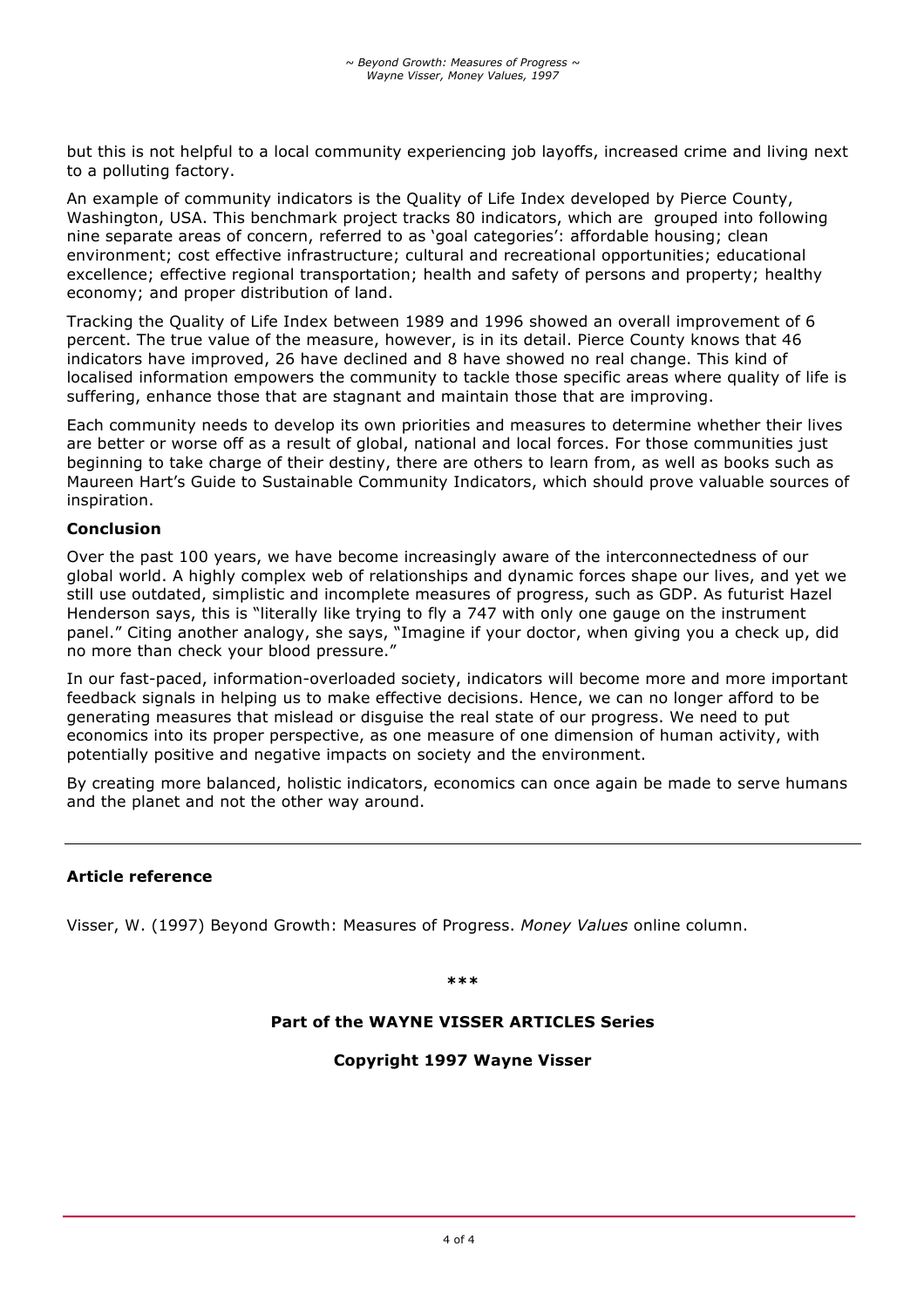but this is not helpful to a local community experiencing job layoffs, increased crime and living next to a polluting factory.

An example of community indicators is the Quality of Life Index developed by Pierce County, Washington, USA. This benchmark project tracks 80 indicators, which are grouped into following nine separate areas of concern, referred to as 'goal categories': affordable housing; clean environment; cost effective infrastructure; cultural and recreational opportunities; educational excellence; effective regional transportation; health and safety of persons and property; healthy economy; and proper distribution of land.

Tracking the Quality of Life Index between 1989 and 1996 showed an overall improvement of 6 percent. The true value of the measure, however, is in its detail. Pierce County knows that 46 indicators have improved, 26 have declined and 8 have showed no real change. This kind of localised information empowers the community to tackle those specific areas where quality of life is suffering, enhance those that are stagnant and maintain those that are improving.

Each community needs to develop its own priorities and measures to determine whether their lives are better or worse off as a result of global, national and local forces. For those communities just beginning to take charge of their destiny, there are others to learn from, as well as books such as Maureen Hart's Guide to Sustainable Community Indicators, which should prove valuable sources of inspiration.

## Conclusion

Over the past 100 years, we have become increasingly aware of the interconnectedness of our global world. A highly complex web of relationships and dynamic forces shape our lives, and yet we still use outdated, simplistic and incomplete measures of progress, such as GDP. As futurist Hazel Henderson says, this is "literally like trying to fly a 747 with only one gauge on the instrument panel." Citing another analogy, she says, "Imagine if your doctor, when giving you a check up, did no more than check your blood pressure."

In our fast-paced, information-overloaded society, indicators will become more and more important feedback signals in helping us to make effective decisions. Hence, we can no longer afford to be generating measures that mislead or disguise the real state of our progress. We need to put economics into its proper perspective, as one measure of one dimension of human activity, with potentially positive and negative impacts on society and the environment.

By creating more balanced, holistic indicators, economics can once again be made to serve humans and the planet and not the other way around.

---

## Article reference

Visser, W. (1997) Beyond Growth: Measures of Progress. *Money Values* online column.

***

**Part of the WAYNE VISSER ARTICLES Series**

**Copyright 1997 Wayne Visser**